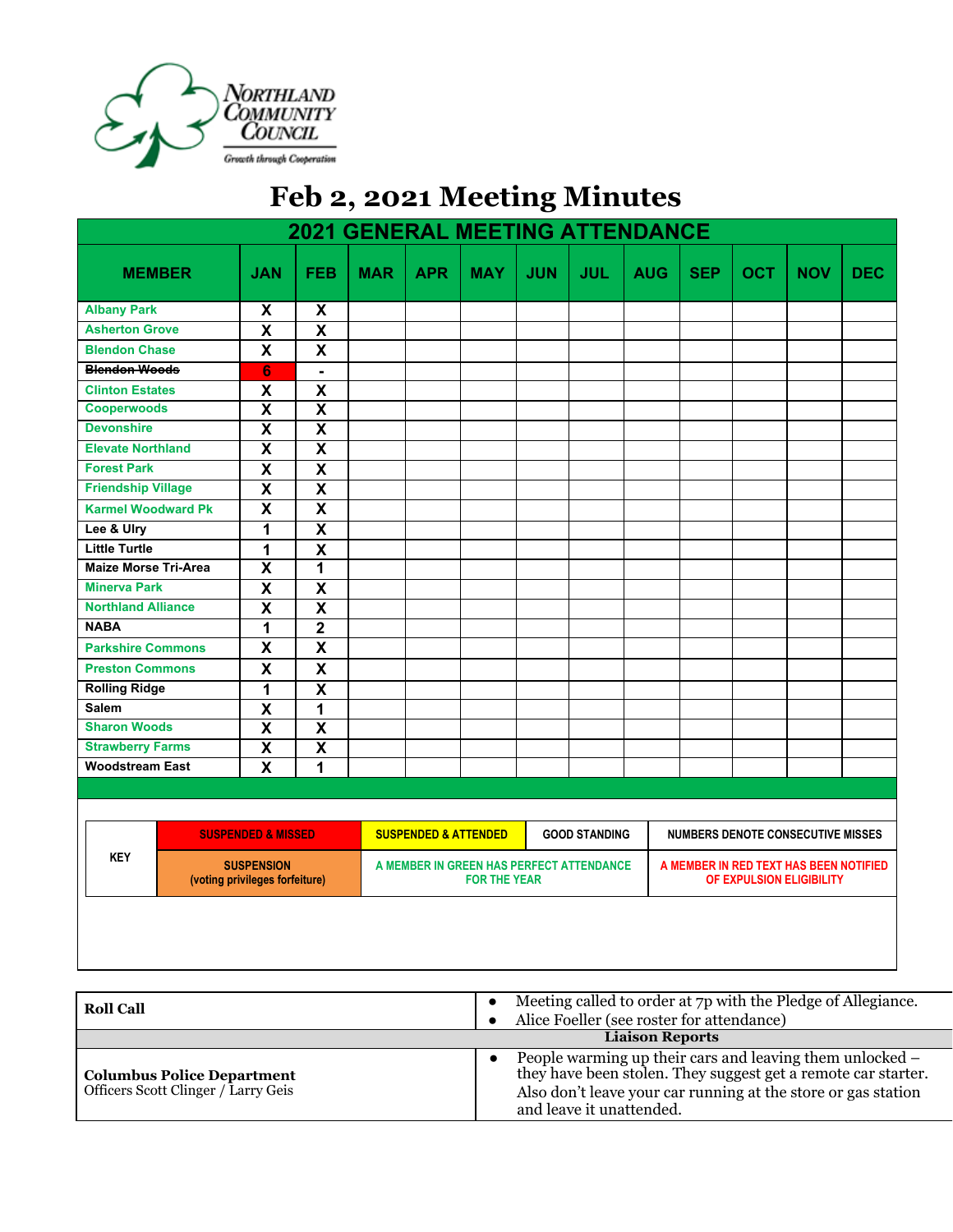Northland Community Council
Growth through Cooperation

# Feb 2, 2021 Meeting Minutes

| 2021 GENERAL MEETING ATTENDANCE | | | | | | | | | | | | |
|---|---|---|---|---|---|---|---|---|---|---|---|---|
| MEMBER | JAN | FEB | MAR | APR | MAY | JUN | JUL | AUG | SEP | OCT | NOV | DEC |
| Albany Park | X | X | | | | | | | | | | |
| Asherton Grove | X | X | | | | | | | | | | |
| Blendon Chase | X | X | | | | | | | | | | |
| ~~Blendon Woods~~ | 6 | - | | | | | | | | | | |
| Clinton Estates | X | X | | | | | | | | | | |
| Cooperwoods | X | X | | | | | | | | | | |
| Devonshire | X | X | | | | | | | | | | |
| Elevate Northland | X | X | | | | | | | | | | |
| Forest Park | X | X | | | | | | | | | | |
| Friendship Village | X | X | | | | | | | | | | |
| Karmel Woodward Pk | X | X | | | | | | | | | | |
| Lee & Ulry | 1 | X | | | | | | | | | | |
| Little Turtle | 1 | X | | | | | | | | | | |
| Maize Morse Tri-Area | X | 1 | | | | | | | | | | |
| Minerva Park | X | X | | | | | | | | | | |
| Northland Alliance | X | X | | | | | | | | | | |
| NABA | 1 | 2 | | | | | | | | | | |
| Parkshire Commons | X | X | | | | | | | | | | |
| Preston Commons | X | X | | | | | | | | | | |
| Rolling Ridge | 1 | X | | | | | | | | | | |
| Salem | X | 1 | | | | | | | | | | |
| Sharon Woods | X | X | | | | | | | | | | |
| Strawberry Farms | X | X | | | | | | | | | | |
| Woodstream East | X | 1 | | | | | | | | | | |

| KEY | SUSPENDED & MISSED | SUSPENDED & ATTENDED | GOOD STANDING | NUMBERS DENOTE CONSECUTIVE MISSES |
|---|---|---|---|---|
| | SUSPENSION (voting privileges forfeiture) | A MEMBER IN GREEN HAS PERFECT ATTENDANCE FOR THE YEAR | | A MEMBER IN RED TEXT HAS BEEN NOTIFIED OF EXPULSION ELIGIBILITY |

| | |
|---|---|
| **Roll Call** | • Meeting called to order at 7p with the Pledge of Allegiance.<br>• Alice Foeller (see roster for attendance) |
| **Liaison Reports** | |
| **Columbus Police Department**<br>Officers Scott Clinger / Larry Geis | • People warming up their cars and leaving them unlocked – they have been stolen. They suggest get a remote car starter. Also don't leave your car running at the store or gas station and leave it unattended. |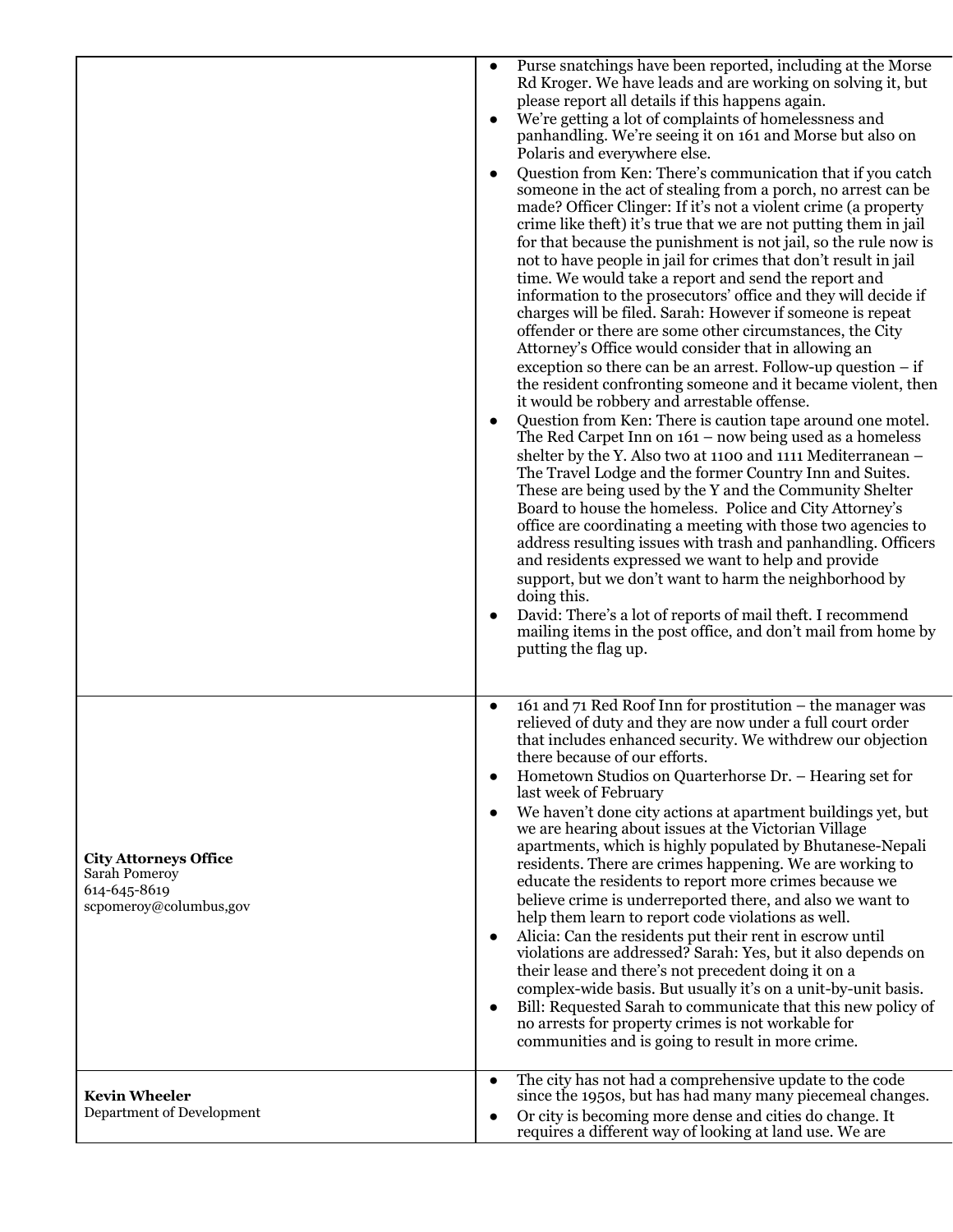| | |
|---|---|
| | • Purse snatchings have been reported, including at the Morse Rd Kroger. We have leads and are working on solving it, but please report all details if this happens again.<br>• We're getting a lot of complaints of homelessness and panhandling. We're seeing it on 161 and Morse but also on Polaris and everywhere else.<br>• Question from Ken: There's communication that if you catch someone in the act of stealing from a porch, no arrest can be made? Officer Clinger: If it's not a violent crime (a property crime like theft) it's true that we are not putting them in jail for that because the punishment is not jail, so the rule now is not to have people in jail for crimes that don't result in jail time. We would take a report and send the report and information to the prosecutors' office and they will decide if charges will be filed. Sarah: However if someone is repeat offender or there are some other circumstances, the City Attorney's Office would consider that in allowing an exception so there can be an arrest. Follow-up question – if the resident confronting someone and it became violent, then it would be robbery and arrestable offense.<br>• Question from Ken: There is caution tape around one motel. The Red Carpet Inn on 161 – now being used as a homeless shelter by the Y. Also two at 1100 and 1111 Mediterranean – The Travel Lodge and the former Country Inn and Suites. These are being used by the Y and the Community Shelter Board to house the homeless. Police and City Attorney's office are coordinating a meeting with those two agencies to address resulting issues with trash and panhandling. Officers and residents expressed we want to help and provide support, but we don't want to harm the neighborhood by doing this.<br>• David: There's a lot of reports of mail theft. I recommend mailing items in the post office, and don't mail from home by putting the flag up. |
| **City Attorneys Office**<br>Sarah Pomeroy<br>614-645-8619<br>scpomeroy@columbus,gov | • 161 and 71 Red Roof Inn for prostitution – the manager was relieved of duty and they are now under a full court order that includes enhanced security. We withdrew our objection there because of our efforts.<br>• Hometown Studios on Quarterhorse Dr. – Hearing set for last week of February<br>• We haven't done city actions at apartment buildings yet, but we are hearing about issues at the Victorian Village apartments, which is highly populated by Bhutanese-Nepali residents. There are crimes happening. We are working to educate the residents to report more crimes because we believe crime is underreported there, and also we want to help them learn to report code violations as well.<br>• Alicia: Can the residents put their rent in escrow until violations are addressed? Sarah: Yes, but it also depends on their lease and there's not precedent doing it on a complex-wide basis. But usually it's on a unit-by-unit basis.<br>• Bill: Requested Sarah to communicate that this new policy of no arrests for property crimes is not workable for communities and is going to result in more crime. |
| **Kevin Wheeler**<br>Department of Development | • The city has not had a comprehensive update to the code since the 1950s, but has had many many piecemeal changes.<br>• Or city is becoming more dense and cities do change. It requires a different way of looking at land use. We are |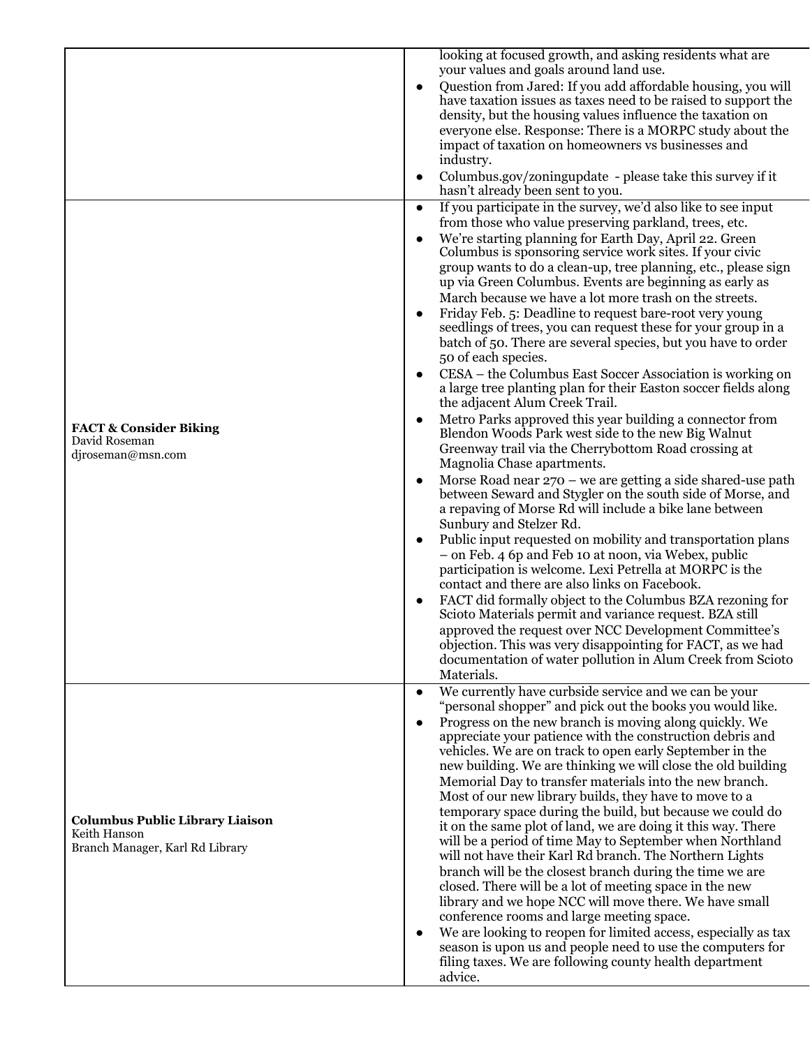| | |
|---|---|
| | <ul><li>looking at focused growth, and asking residents what are your values and goals around land use.</li><li>Question from Jared: If you add affordable housing, you will have taxation issues as taxes need to be raised to support the density, but the housing values influence the taxation on everyone else. Response: There is a MORPC study about the impact of taxation on homeowners vs businesses and industry.</li><li>Columbus.gov/zoningupdate - please take this survey if it hasn't already been sent to you.</li></ul> |
| **FACT & Consider Biking**<br>David Roseman<br>djroseman@msn.com | <ul><li>If you participate in the survey, we'd also like to see input from those who value preserving parkland, trees, etc.</li><li>We're starting planning for Earth Day, April 22. Green Columbus is sponsoring service work sites. If your civic group wants to do a clean-up, tree planning, etc., please sign up via Green Columbus. Events are beginning as early as March because we have a lot more trash on the streets.</li><li>Friday Feb. 5: Deadline to request bare-root very young seedlings of trees, you can request these for your group in a batch of 50. There are several species, but you have to order 50 of each species.</li><li>CESA – the Columbus East Soccer Association is working on a large tree planting plan for their Easton soccer fields along the adjacent Alum Creek Trail.</li><li>Metro Parks approved this year building a connector from Blendon Woods Park west side to the new Big Walnut Greenway trail via the Cherrybottom Road crossing at Magnolia Chase apartments.</li><li>Morse Road near 270 – we are getting a side shared-use path between Seward and Stygler on the south side of Morse, and a repaving of Morse Rd will include a bike lane between Sunbury and Stelzer Rd.</li><li>Public input requested on mobility and transportation plans – on Feb. 4 6p and Feb 10 at noon, via Webex, public participation is welcome. Lexi Petrella at MORPC is the contact and there are also links on Facebook.</li><li>FACT did formally object to the Columbus BZA rezoning for Scioto Materials permit and variance request. BZA still approved the request over NCC Development Committee's objection. This was very disappointing for FACT, as we had documentation of water pollution in Alum Creek from Scioto Materials.</li></ul> |
| **Columbus Public Library Liaison**<br>Keith Hanson<br>Branch Manager, Karl Rd Library | <ul><li>We currently have curbside service and we can be your "personal shopper" and pick out the books you would like.</li><li>Progress on the new branch is moving along quickly. We appreciate your patience with the construction debris and vehicles. We are on track to open early September in the new building. We are thinking we will close the old building Memorial Day to transfer materials into the new branch. Most of our new library builds, they have to move to a temporary space during the build, but because we could do it on the same plot of land, we are doing it this way. There will be a period of time May to September when Northland will not have their Karl Rd branch. The Northern Lights branch will be the closest branch during the time we are closed. There will be a lot of meeting space in the new library and we hope NCC will move there. We have small conference rooms and large meeting space.</li><li>We are looking to reopen for limited access, especially as tax season is upon us and people need to use the computers for filing taxes. We are following county health department advice.</li></ul> |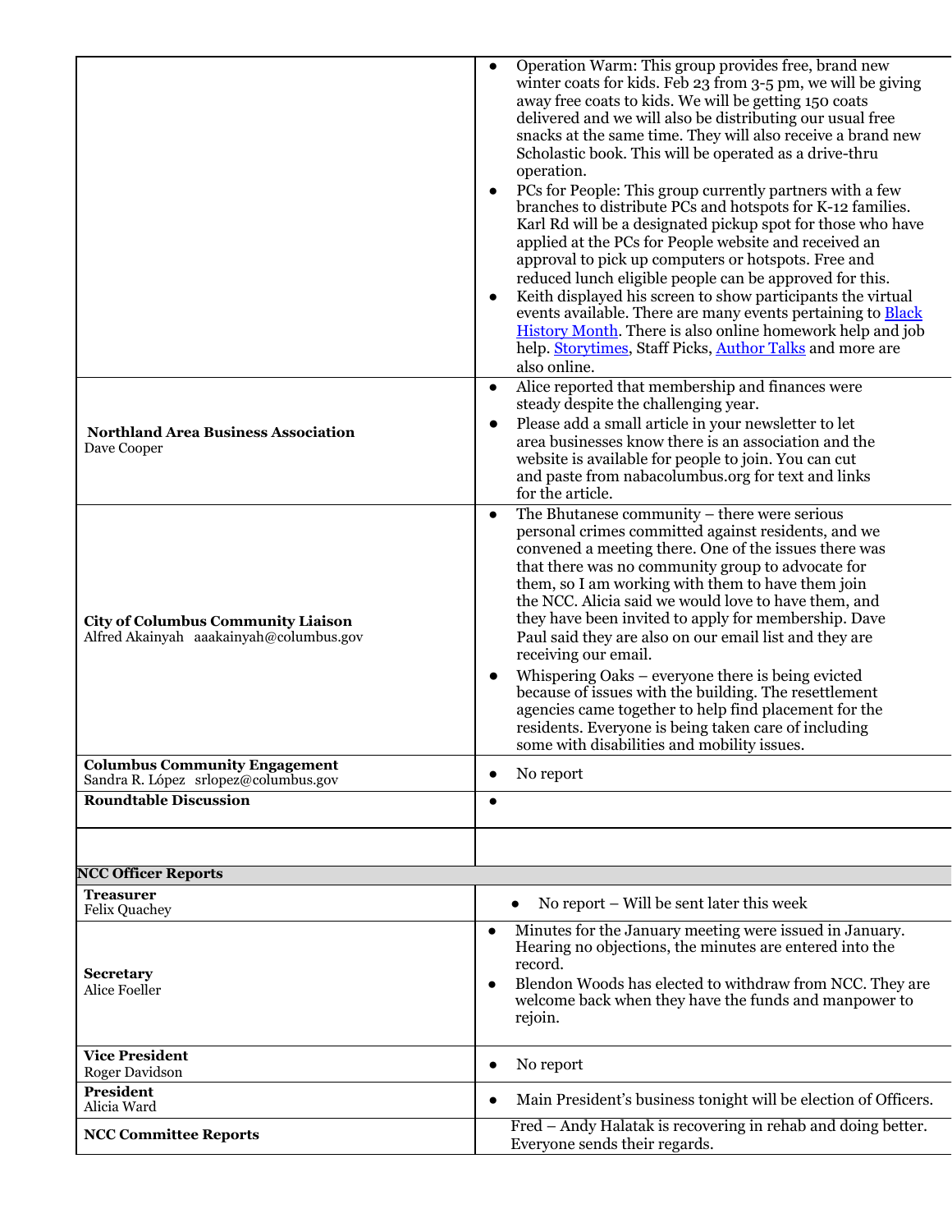| | |
|---|---|
| | • Operation Warm: This group provides free, brand new winter coats for kids. Feb 23 from 3-5 pm, we will be giving away free coats to kids. We will be getting 150 coats delivered and we will also be distributing our usual free snacks at the same time. They will also receive a brand new Scholastic book. This will be operated as a drive-thru operation.<br>• PCs for People: This group currently partners with a few branches to distribute PCs and hotspots for K-12 families. Karl Rd will be a designated pickup spot for those who have applied at the PCs for People website and received an approval to pick up computers or hotspots. Free and reduced lunch eligible people can be approved for this.<br>• Keith displayed his screen to show participants the virtual events available. There are many events pertaining to Black History Month. There is also online homework help and job help. Storytimes, Staff Picks, Author Talks and more are also online. |
| **Northland Area Business Association**<br>Dave Cooper | • Alice reported that membership and finances were steady despite the challenging year.<br>• Please add a small article in your newsletter to let area businesses know there is an association and the website is available for people to join. You can cut and paste from nabacolumbus.org for text and links for the article. |
| **City of Columbus Community Liaison**<br>Alfred Akainyah aaakainyah@columbus.gov | • The Bhutanese community – there were serious personal crimes committed against residents, and we convened a meeting there. One of the issues there was that there was no community group to advocate for them, so I am working with them to have them join the NCC. Alicia said we would love to have them, and they have been invited to apply for membership. Dave Paul said they are also on our email list and they are receiving our email.<br>• Whispering Oaks – everyone there is being evicted because of issues with the building. The resettlement agencies came together to help find placement for the residents. Everyone is being taken care of including some with disabilities and mobility issues. |
| **Columbus Community Engagement**<br>Sandra R. López srlopez@columbus.gov | • No report |
| **Roundtable Discussion** | • |
| | |
| **NCC Officer Reports** | |
| **Treasurer**<br>Felix Quachey | • No report – Will be sent later this week |
| **Secretary**<br>Alice Foeller | • Minutes for the January meeting were issued in January. Hearing no objections, the minutes are entered into the record.<br>• Blendon Woods has elected to withdraw from NCC. They are welcome back when they have the funds and manpower to rejoin. |
| **Vice President**<br>Roger Davidson | • No report |
| **President**<br>Alicia Ward | • Main President's business tonight will be election of Officers. |
| **NCC Committee Reports** | Fred – Andy Halatak is recovering in rehab and doing better. Everyone sends their regards. |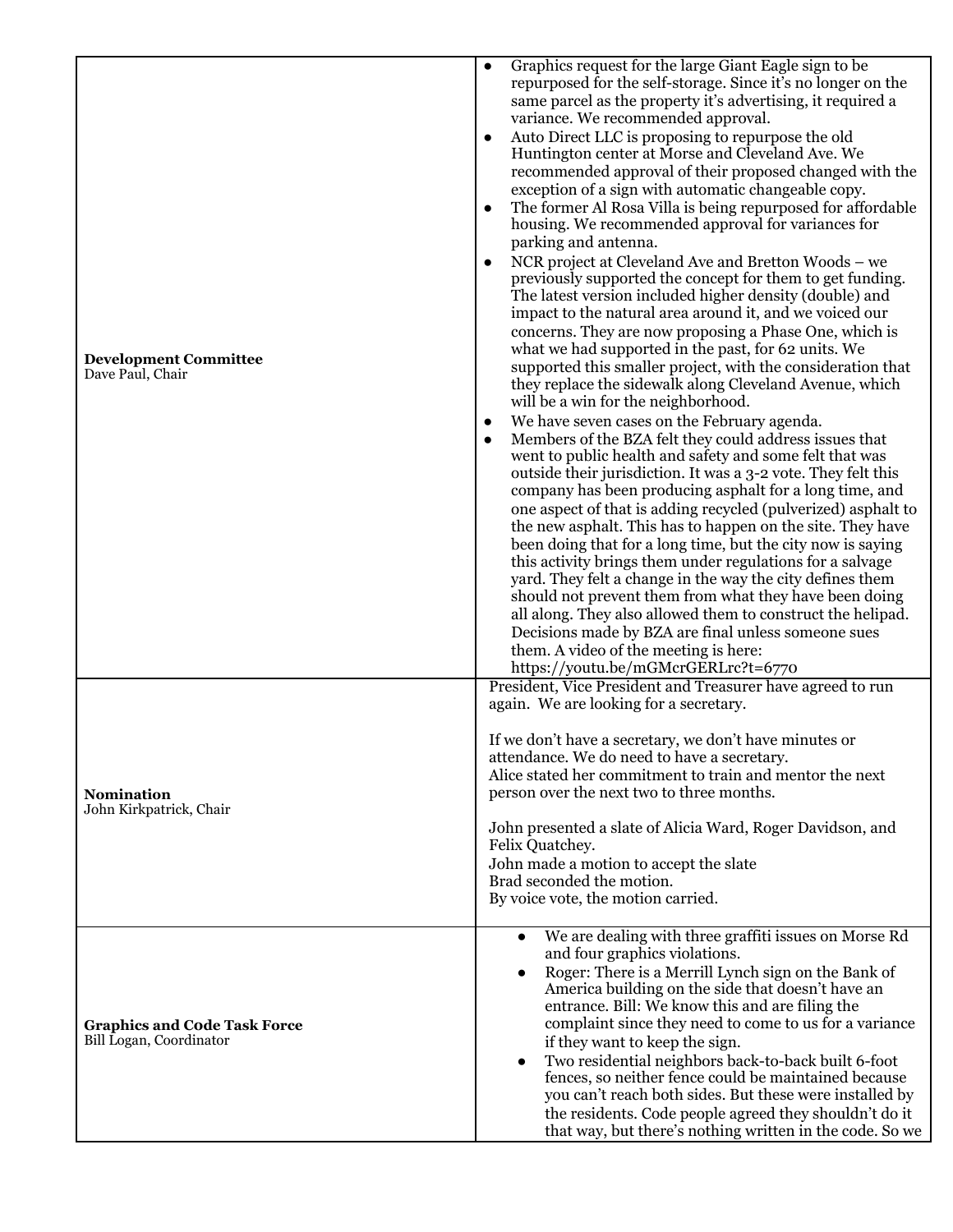| | |
|---|---|
| **Development Committee**<br>Dave Paul, Chair | • Graphics request for the large Giant Eagle sign to be repurposed for the self-storage. Since it's no longer on the same parcel as the property it's advertising, it required a variance. We recommended approval.<br>• Auto Direct LLC is proposing to repurpose the old Huntington center at Morse and Cleveland Ave. We recommended approval of their proposed changed with the exception of a sign with automatic changeable copy.<br>• The former Al Rosa Villa is being repurposed for affordable housing. We recommended approval for variances for parking and antenna.<br>• NCR project at Cleveland Ave and Bretton Woods – we previously supported the concept for them to get funding. The latest version included higher density (double) and impact to the natural area around it, and we voiced our concerns. They are now proposing a Phase One, which is what we had supported in the past, for 62 units. We supported this smaller project, with the consideration that they replace the sidewalk along Cleveland Avenue, which will be a win for the neighborhood.<br>• We have seven cases on the February agenda.<br>• Members of the BZA felt they could address issues that went to public health and safety and some felt that was outside their jurisdiction. It was a 3-2 vote. They felt this company has been producing asphalt for a long time, and one aspect of that is adding recycled (pulverized) asphalt to the new asphalt. This has to happen on the site. They have been doing that for a long time, but the city now is saying this activity brings them under regulations for a salvage yard. They felt a change in the way the city defines them should not prevent them from what they have been doing all along. They also allowed them to construct the helipad. Decisions made by BZA are final unless someone sues them. A video of the meeting is here: https://youtu.be/mGMcrGERLrc?t=6770 |
| **Nomination**<br>John Kirkpatrick, Chair | President, Vice President and Treasurer have agreed to run again. We are looking for a secretary.<br><br>If we don't have a secretary, we don't have minutes or attendance. We do need to have a secretary.<br>Alice stated her commitment to train and mentor the next person over the next two to three months.<br><br>John presented a slate of Alicia Ward, Roger Davidson, and Felix Quatchey.<br>John made a motion to accept the slate<br>Brad seconded the motion.<br>By voice vote, the motion carried. |
| **Graphics and Code Task Force**<br>Bill Logan, Coordinator | • We are dealing with three graffiti issues on Morse Rd and four graphics violations.<br>• Roger: There is a Merrill Lynch sign on the Bank of America building on the side that doesn't have an entrance. Bill: We know this and are filing the complaint since they need to come to us for a variance if they want to keep the sign.<br>• Two residential neighbors back-to-back built 6-foot fences, so neither fence could be maintained because you can't reach both sides. But these were installed by the residents. Code people agreed they shouldn't do it that way, but there's nothing written in the code. So we |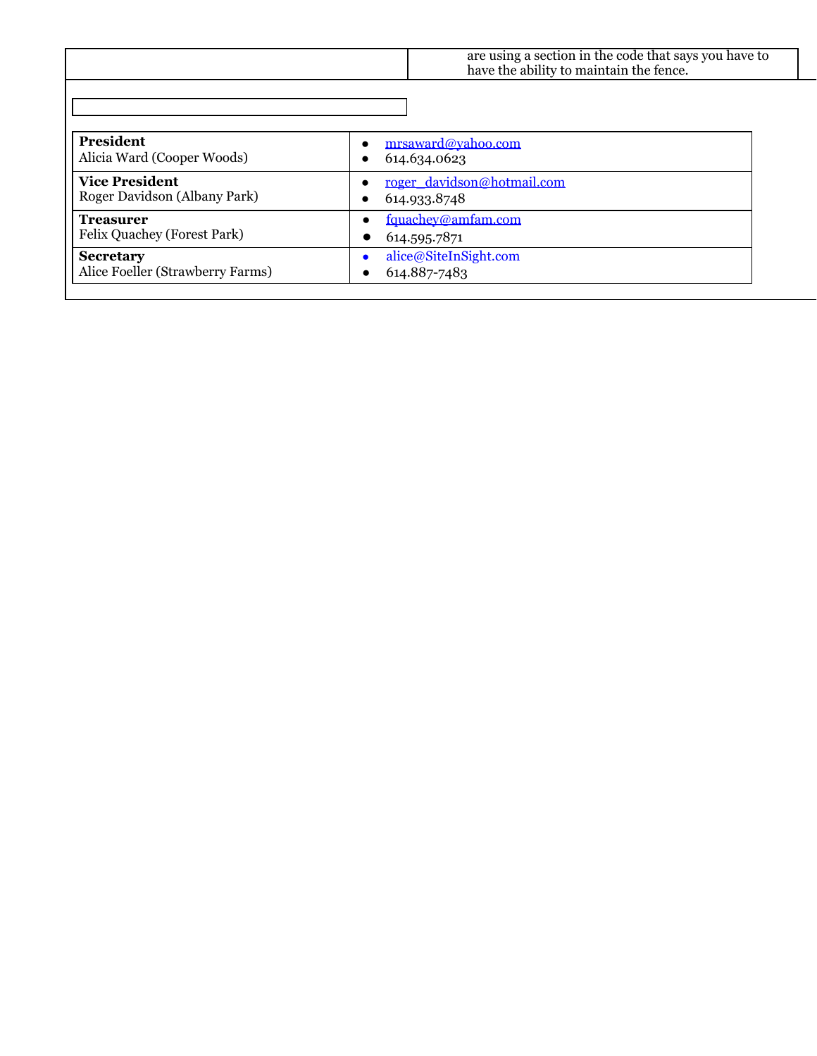| | |
|---|---|
| | are using a section in the code that says you have to have the ability to maintain the fence. |

| | |
|---|---|
| **President**<br>Alicia Ward (Cooper Woods) | • mrsaward@yahoo.com<br>• 614.634.0623 |
| **Vice President**<br>Roger Davidson (Albany Park) | • roger_davidson@hotmail.com<br>• 614.933.8748 |
| **Treasurer**<br>Felix Quachey (Forest Park) | • fquachey@amfam.com<br>• 614.595.7871 |
| **Secretary**<br>Alice Foeller (Strawberry Farms) | • alice@SiteInSight.com<br>• 614.887-7483 |